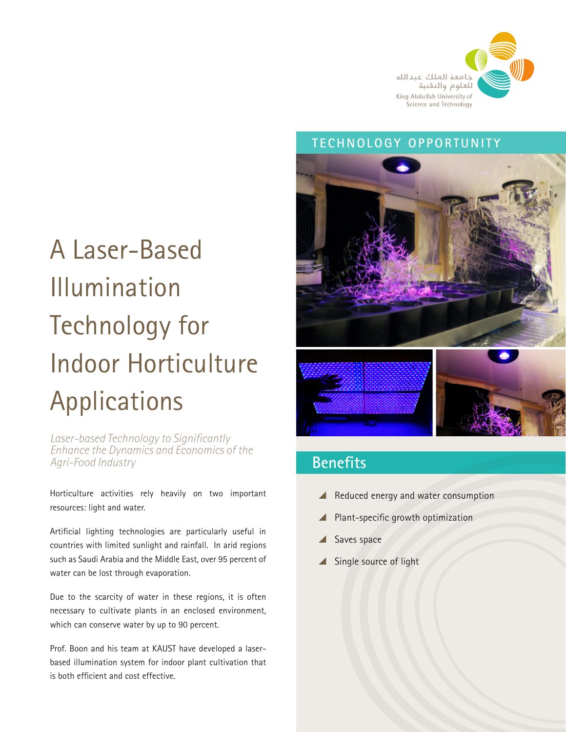جامعة الملك عبدالله
للعلوم والتقنية
King Abdullah University of
Science and Technology

TECHNOLOGY OPPORTUNITY

# A Laser-Based Illumination Technology for Indoor Horticulture Applications

*Laser-based Technology to Significantly Enhance the Dynamics and Economics of the Agri-Food Industry*

Horticulture activities rely heavily on two important resources: light and water.

Artificial lighting technologies are particularly useful in countries with limited sunlight and rainfall. In arid regions such as Saudi Arabia and the Middle East, over 95 percent of water can be lost through evaporation.

Due to the scarcity of water in these regions, it is often necessary to cultivate plants in an enclosed environment, which can conserve water by up to 90 percent.

Prof. Boon and his team at KAUST have developed a laser-based illumination system for indoor plant cultivation that is both efficient and cost effective.

## Benefits

- Reduced energy and water consumption
- Plant-specific growth optimization
- Saves space
- Single source of light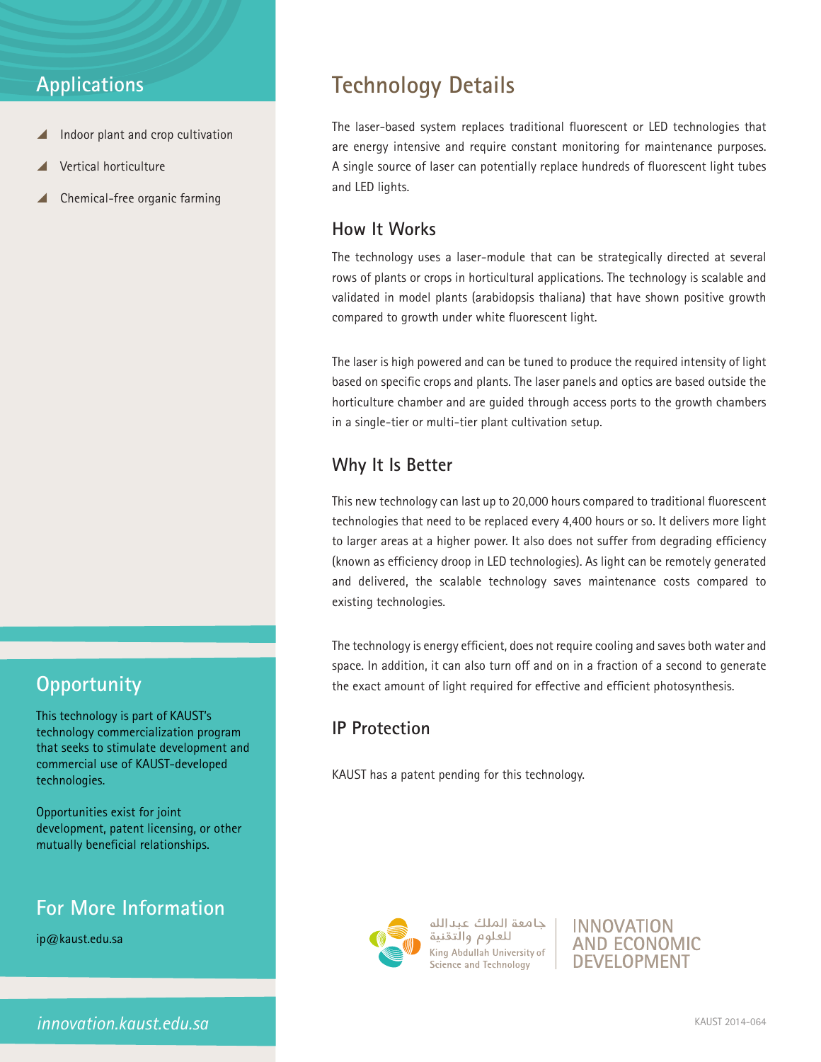## Applications

- Indoor plant and crop cultivation
- Vertical horticulture
- Chemical-free organic farming

## Opportunity

This technology is part of KAUST's technology commercialization program that seeks to stimulate development and commercial use of KAUST-developed technologies.

Opportunities exist for joint development, patent licensing, or other mutually beneficial relationships.

## For More Information

ip@kaust.edu.sa

*innovation.kaust.edu.sa*

# Technology Details

The laser-based system replaces traditional fluorescent or LED technologies that are energy intensive and require constant monitoring for maintenance purposes. A single source of laser can potentially replace hundreds of fluorescent light tubes and LED lights.

## How It Works

The technology uses a laser-module that can be strategically directed at several rows of plants or crops in horticultural applications. The technology is scalable and validated in model plants (arabidopsis thaliana) that have shown positive growth compared to growth under white fluorescent light.

The laser is high powered and can be tuned to produce the required intensity of light based on specific crops and plants. The laser panels and optics are based outside the horticulture chamber and are guided through access ports to the growth chambers in a single-tier or multi-tier plant cultivation setup.

## Why It Is Better

This new technology can last up to 20,000 hours compared to traditional fluorescent technologies that need to be replaced every 4,400 hours or so. It delivers more light to larger areas at a higher power. It also does not suffer from degrading efficiency (known as efficiency droop in LED technologies). As light can be remotely generated and delivered, the scalable technology saves maintenance costs compared to existing technologies.

The technology is energy efficient, does not require cooling and saves both water and space. In addition, it can also turn off and on in a fraction of a second to generate the exact amount of light required for effective and efficient photosynthesis.

## IP Protection

KAUST has a patent pending for this technology.

جامعة الملك عبدالله للعلوم والتقنية
King Abdullah University of Science and Technology

INNOVATION AND ECONOMIC DEVELOPMENT

KAUST 2014-064